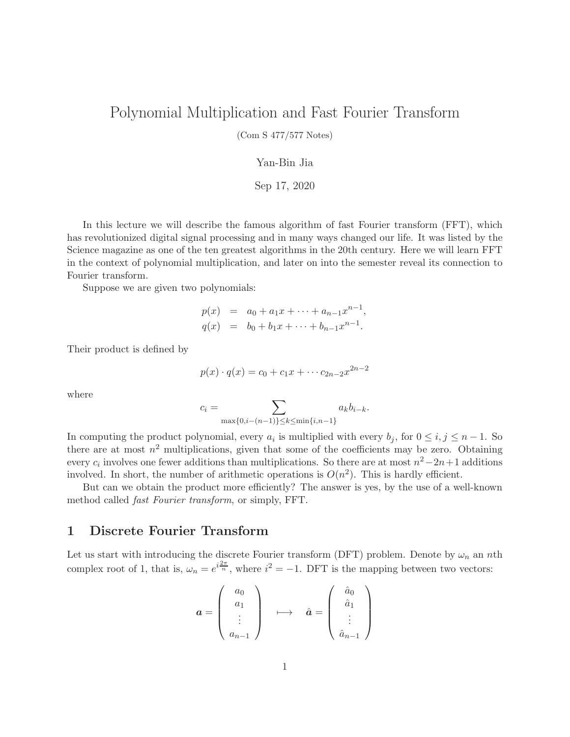# Polynomial Multiplication and Fast Fourier Transform

(Com S 477/577 Notes)

Yan-Bin Jia

Sep 17, 2020

In this lecture we will describe the famous algorithm of fast Fourier transform (FFT), which has revolutionized digital signal processing and in many ways changed our life. It was listed by the Science magazine as one of the ten greatest algorithms in the 20th century. Here we will learn FFT in the context of polynomial multiplication, and later on into the semester reveal its connection to Fourier transform.

Suppose we are given two polynomials:

$$
\begin{aligned}
p(x) &= a_0 + a_1 x + \cdots + a_{n-1} x^{n-1}, \\
q(x) &= b_0 + b_1 x + \cdots + b_{n-1} x^{n-1}.
\end{aligned}
$$

Their product is defined by

$$
p(x) \cdot q(x) = c_0 + c_1 x + \cdots c_{2n-2} x^{2n-2}
$$

where

$$
c_i = \sum_{\max\{0, i-(n-1)\} \le k \le \min\{i, n-1\}} a_k b_{i-k}.
$$

In computing the product polynomial, every $a_i$ is multiplied with every $b_j$, for $0 \le i, j \le n-1$. So there are at most $n^2$ multiplications, given that some of the coefficients may be zero. Obtaining every $c_i$ involves one fewer additions than multiplications. So there are at most $n^2 - 2n + 1$ additions involved. In short, the number of arithmetic operations is $O(n^2)$. This is hardly efficient.

But can we obtain the product more efficiently? The answer is yes, by the use of a well-known method called *fast Fourier transform*, or simply, FFT.

## 1 Discrete Fourier Transform

Let us start with introducing the discrete Fourier transform (DFT) problem. Denote by $\omega_n$ an $n$th complex root of 1, that is, $\omega_n = e^{i\frac{2\pi}{n}}$, where $i^2 = -1$. DFT is the mapping between two vectors:

$$
\boldsymbol{a} = \begin{pmatrix} a_0 \\ a_1 \\ \vdots \\ a_{n-1} \end{pmatrix} \quad \longmapsto \quad \hat{\boldsymbol{a}} = \begin{pmatrix} \hat{a}_0 \\ \hat{a}_1 \\ \vdots \\ \hat{a}_{n-1} \end{pmatrix}
$$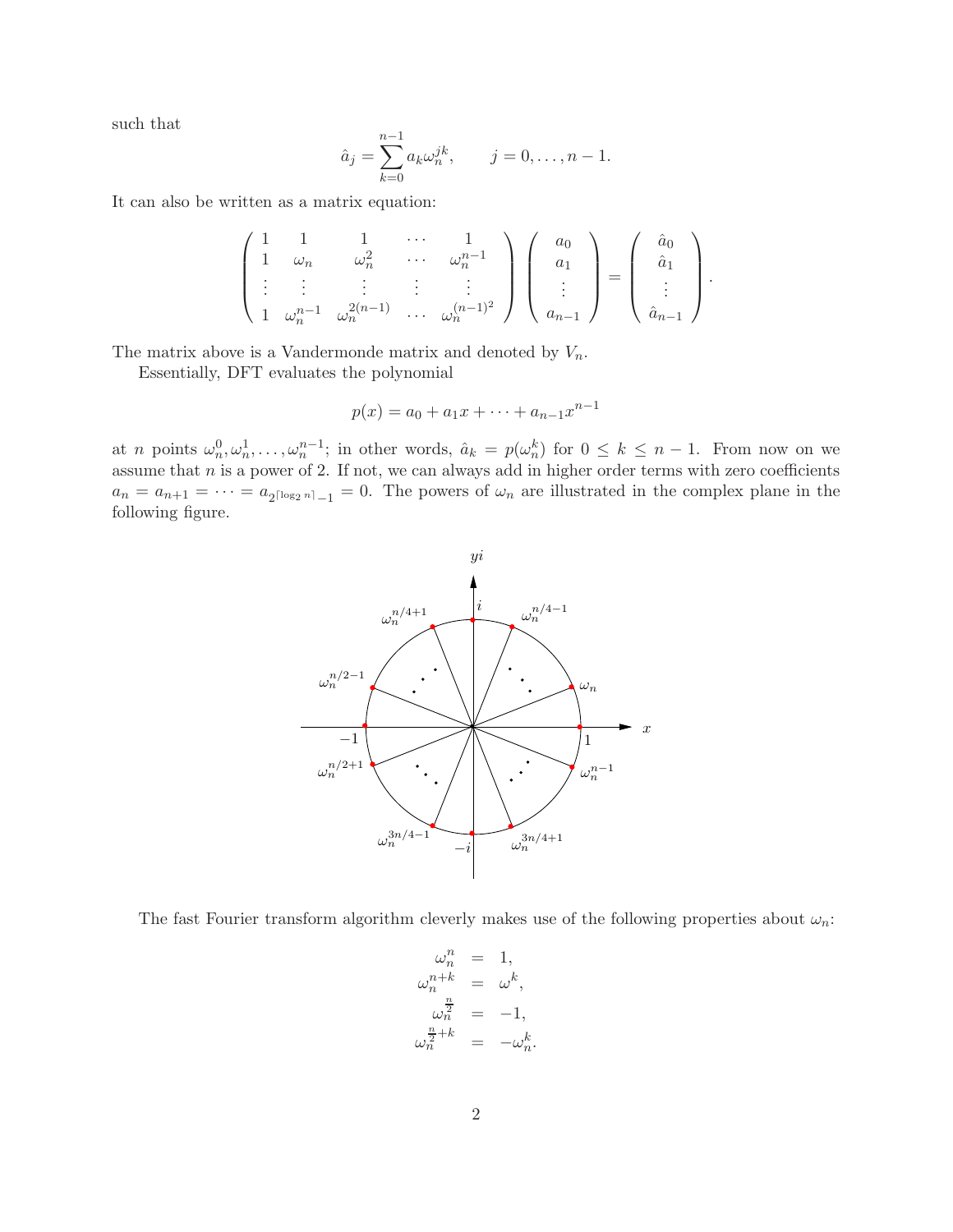such that

$$\hat{a}_j = \sum_{k=0}^{n-1} a_k \omega_n^{jk}, \qquad j = 0, \ldots, n-1.$$

It can also be written as a matrix equation:

$$\begin{pmatrix} 1 & 1 & 1 & \cdots & 1 \\ 1 & \omega_n & \omega_n^2 & \cdots & \omega_n^{n-1} \\ \vdots & \vdots & \vdots & \vdots & \vdots \\ 1 & \omega_n^{n-1} & \omega_n^{2(n-1)} & \cdots & \omega_n^{(n-1)^2} \end{pmatrix} \begin{pmatrix} a_0 \\ a_1 \\ \vdots \\ a_{n-1} \end{pmatrix} = \begin{pmatrix} \hat{a}_0 \\ \hat{a}_1 \\ \vdots \\ \hat{a}_{n-1} \end{pmatrix}.$$

The matrix above is a Vandermonde matrix and denoted by $V_n$.

Essentially, DFT evaluates the polynomial

$$p(x) = a_0 + a_1 x + \cdots + a_{n-1} x^{n-1}$$

at $n$ points $\omega_n^0, \omega_n^1, \ldots, \omega_n^{n-1}$; in other words, $\hat{a}_k = p(\omega_n^k)$ for $0 \le k \le n-1$. From now on we assume that $n$ is a power of 2. If not, we can always add in higher order terms with zero coefficients $a_n = a_{n+1} = \cdots = a_{2^{\lceil \log_2 n \rceil}-1} = 0$. The powers of $\omega_n$ are illustrated in the complex plane in the following figure.

The fast Fourier transform algorithm cleverly makes use of the following properties about $\omega_n$:

$$\begin{aligned} \omega_n^n &= 1, \\ \omega_n^{n+k} &= \omega^k, \\ \omega_n^{\frac{n}{2}} &= -1, \\ \omega_n^{\frac{n}{2}+k} &= -\omega_n^k. \end{aligned}$$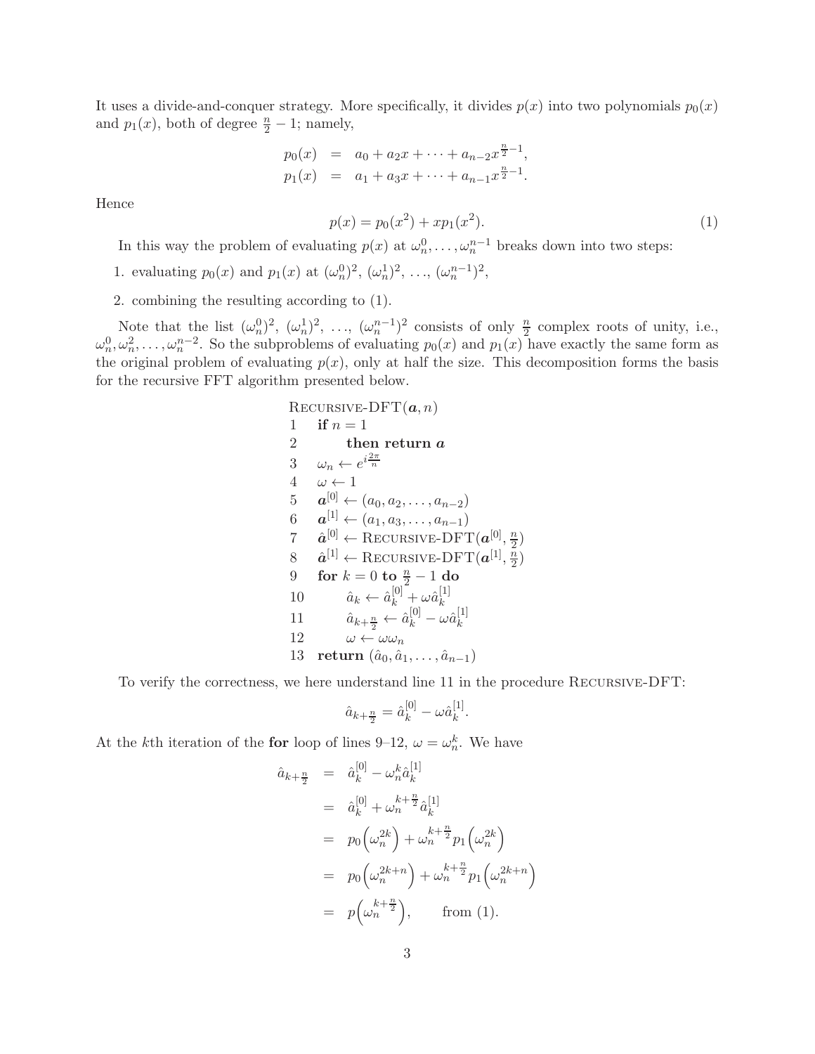It uses a divide-and-conquer strategy. More specifically, it divides $p(x)$ into two polynomials $p_0(x)$ and $p_1(x)$, both of degree $\frac{n}{2} - 1$; namely,

$$
\begin{aligned}
p_0(x) &= a_0 + a_2 x + \cdots + a_{n-2} x^{\frac{n}{2}-1}, \\
p_1(x) &= a_1 + a_3 x + \cdots + a_{n-1} x^{\frac{n}{2}-1}.
\end{aligned}
$$

Hence

$$
p(x) = p_0(x^2) + x p_1(x^2). \tag{1}
$$

In this way the problem of evaluating $p(x)$ at $\omega_n^0, \ldots, \omega_n^{n-1}$ breaks down into two steps:

1. evaluating $p_0(x)$ and $p_1(x)$ at $(\omega_n^0)^2$, $(\omega_n^1)^2$, …, $(\omega_n^{n-1})^2$,
2. combining the resulting according to (1).

Note that the list $(\omega_n^0)^2$, $(\omega_n^1)^2$, …, $(\omega_n^{n-1})^2$ consists of only $\frac{n}{2}$ complex roots of unity, i.e., $\omega_n^0, \omega_n^2, \ldots, \omega_n^{n-2}$. So the subproblems of evaluating $p_0(x)$ and $p_1(x)$ have exactly the same form as the original problem of evaluating $p(x)$, only at half the size. This decomposition forms the basis for the recursive FFT algorithm presented below.

```
RECURSIVE-DFT(a, n)
1   if n = 1
2       then return a
3   ω_n ← e^{i 2π/n}
4   ω ← 1
5   a^[0] ← (a_0, a_2, ..., a_{n-2})
6   a^[1] ← (a_1, a_3, ..., a_{n-1})
7   â^[0] ← RECURSIVE-DFT(a^[0], n/2)
8   â^[1] ← RECURSIVE-DFT(a^[1], n/2)
9   for k = 0 to n/2 - 1 do
10      â_k ← â_k^[0] + ω â_k^[1]
11      â_{k+n/2} ← â_k^[0] - ω â_k^[1]
12      ω ← ω ω_n
13  return (â_0, â_1, ..., â_{n-1})
```

To verify the correctness, we here understand line 11 in the procedure RECURSIVE-DFT:

$$
\hat{a}_{k+\frac{n}{2}} = \hat{a}_k^{[0]} - \omega \hat{a}_k^{[1]}.
$$

At the $k$th iteration of the **for** loop of lines 9–12, $\omega = \omega_n^k$. We have

$$
\begin{aligned}
\hat{a}_{k+\frac{n}{2}} &= \hat{a}_k^{[0]} - \omega_n^k \hat{a}_k^{[1]} \\
&= \hat{a}_k^{[0]} + \omega_n^{k+\frac{n}{2}} \hat{a}_k^{[1]} \\
&= p_0\left(\omega_n^{2k}\right) + \omega_n^{k+\frac{n}{2}} p_1\left(\omega_n^{2k}\right) \\
&= p_0\left(\omega_n^{2k+n}\right) + \omega_n^{k+\frac{n}{2}} p_1\left(\omega_n^{2k+n}\right) \\
&= p\left(\omega_n^{k+\frac{n}{2}}\right), \qquad \text{from (1).}
\end{aligned}
$$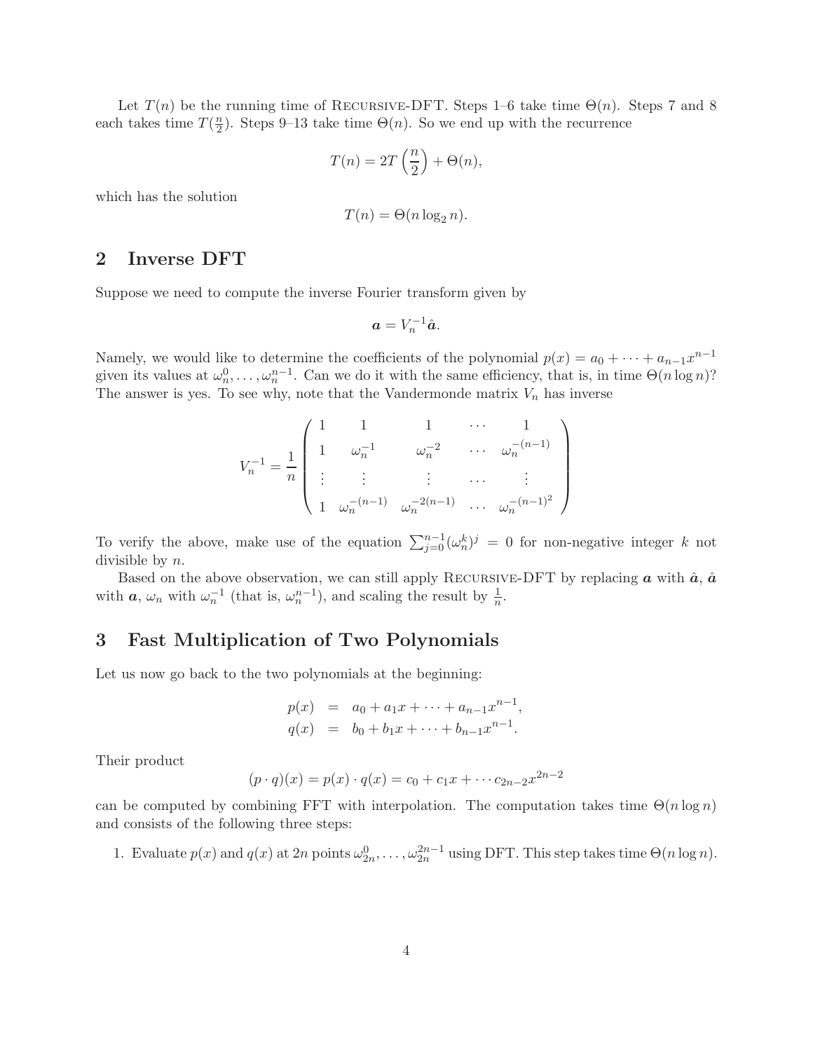Let $T(n)$ be the running time of RECURSIVE-DFT. Steps 1–6 take time $\Theta(n)$. Steps 7 and 8 each takes time $T(\frac{n}{2})$. Steps 9–13 take time $\Theta(n)$. So we end up with the recurrence

$$T(n) = 2T\left(\frac{n}{2}\right) + \Theta(n),$$

which has the solution

$$T(n) = \Theta(n \log_2 n).$$

## 2 Inverse DFT

Suppose we need to compute the inverse Fourier transform given by

$$\boldsymbol{a} = V_n^{-1} \hat{\boldsymbol{a}}.$$

Namely, we would like to determine the coefficients of the polynomial $p(x) = a_0 + \cdots + a_{n-1}x^{n-1}$ given its values at $\omega_n^0, \ldots, \omega_n^{n-1}$. Can we do it with the same efficiency, that is, in time $\Theta(n \log n)$? The answer is yes. To see why, note that the Vandermonde matrix $V_n$ has inverse

$$V_n^{-1} = \frac{1}{n} \begin{pmatrix} 1 & 1 & 1 & \cdots & 1 \\ 1 & \omega_n^{-1} & \omega_n^{-2} & \cdots & \omega_n^{-(n-1)} \\ \vdots & \vdots & \vdots & \cdots & \vdots \\ 1 & \omega_n^{-(n-1)} & \omega_n^{-2(n-1)} & \cdots & \omega_n^{-(n-1)^2} \end{pmatrix}$$

To verify the above, make use of the equation $\sum_{j=0}^{n-1} (\omega_n^k)^j = 0$ for non-negative integer $k$ not divisible by $n$.

Based on the above observation, we can still apply RECURSIVE-DFT by replacing $\boldsymbol{a}$ with $\hat{\boldsymbol{a}}$, $\hat{\boldsymbol{a}}$ with $\boldsymbol{a}$, $\omega_n$ with $\omega_n^{-1}$ (that is, $\omega_n^{n-1}$), and scaling the result by $\frac{1}{n}$.

## 3 Fast Multiplication of Two Polynomials

Let us now go back to the two polynomials at the beginning:

$$\begin{aligned} p(x) &= a_0 + a_1 x + \cdots + a_{n-1}x^{n-1}, \\ q(x) &= b_0 + b_1 x + \cdots + b_{n-1}x^{n-1}. \end{aligned}$$

Their product

$$(p \cdot q)(x) = p(x) \cdot q(x) = c_0 + c_1 x + \cdots c_{2n-2}x^{2n-2}$$

can be computed by combining FFT with interpolation. The computation takes time $\Theta(n \log n)$ and consists of the following three steps:

1. Evaluate $p(x)$ and $q(x)$ at $2n$ points $\omega_{2n}^0, \ldots, \omega_{2n}^{2n-1}$ using DFT. This step takes time $\Theta(n \log n)$.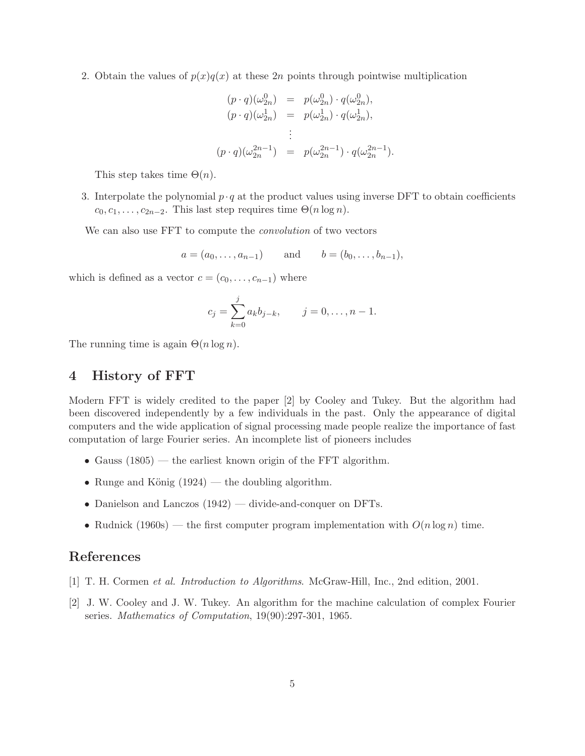2. Obtain the values of $p(x)q(x)$ at these $2n$ points through pointwise multiplication

$$
\begin{aligned}
(p \cdot q)(\omega_{2n}^0) &= p(\omega_{2n}^0) \cdot q(\omega_{2n}^0), \\
(p \cdot q)(\omega_{2n}^1) &= p(\omega_{2n}^1) \cdot q(\omega_{2n}^1), \\
&\vdots \\
(p \cdot q)(\omega_{2n}^{2n-1}) &= p(\omega_{2n}^{2n-1}) \cdot q(\omega_{2n}^{2n-1}).
\end{aligned}
$$

   This step takes time $\Theta(n)$.

3. Interpolate the polynomial $p \cdot q$ at the product values using inverse DFT to obtain coefficients $c_0, c_1, \ldots, c_{2n-2}$. This last step requires time $\Theta(n \log n)$.

We can also use FFT to compute the *convolution* of two vectors

$$
a = (a_0, \ldots, a_{n-1}) \qquad \text{and} \qquad b = (b_0, \ldots, b_{n-1}),
$$

which is defined as a vector $c = (c_0, \ldots, c_{n-1})$ where

$$
c_j = \sum_{k=0}^{j} a_k b_{j-k}, \qquad j = 0, \ldots, n-1.
$$

The running time is again $\Theta(n \log n)$.

# 4 History of FFT

Modern FFT is widely credited to the paper [2] by Cooley and Tukey. But the algorithm had been discovered independently by a few individuals in the past. Only the appearance of digital computers and the wide application of signal processing made people realize the importance of fast computation of large Fourier series. An incomplete list of pioneers includes

- Gauss (1805) — the earliest known origin of the FFT algorithm.
- Runge and König (1924) — the doubling algorithm.
- Danielson and Lanczos (1942) — divide-and-conquer on DFTs.
- Rudnick (1960s) — the first computer program implementation with $O(n \log n)$ time.

# References

[1] T. H. Cormen *et al.* *Introduction to Algorithms*. McGraw-Hill, Inc., 2nd edition, 2001.

[2] J. W. Cooley and J. W. Tukey. An algorithm for the machine calculation of complex Fourier series. *Mathematics of Computation*, 19(90):297-301, 1965.